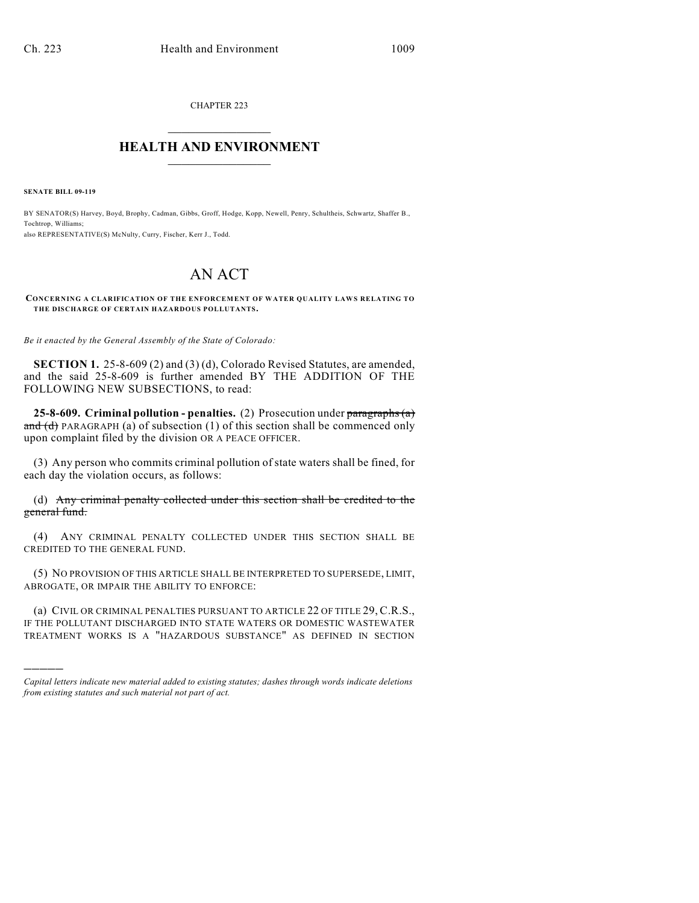CHAPTER 223

# HEALTH AND ENVIRONMENT

**SENATE BILL 09-119**

BY SENATOR(S) Harvey, Boyd, Brophy, Cadman, Gibbs, Groff, Hodge, Kopp, Newell, Penry, Schultheis, Schwartz, Shaffer B., Tochtrop, Williams;
also REPRESENTATIVE(S) McNulty, Curry, Fischer, Kerr J., Todd.

# AN ACT

**CONCERNING A CLARIFICATION OF THE ENFORCEMENT OF WATER QUALITY LAWS RELATING TO THE DISCHARGE OF CERTAIN HAZARDOUS POLLUTANTS.**

*Be it enacted by the General Assembly of the State of Colorado:*

**SECTION 1.** 25-8-609 (2) and (3) (d), Colorado Revised Statutes, are amended, and the said 25-8-609 is further amended BY THE ADDITION OF THE FOLLOWING NEW SUBSECTIONS, to read:

**25-8-609. Criminal pollution - penalties.** (2) Prosecution under ~~paragraphs (a) and (d)~~ PARAGRAPH (a) of subsection (1) of this section shall be commenced only upon complaint filed by the division OR A PEACE OFFICER.

(3) Any person who commits criminal pollution of state waters shall be fined, for each day the violation occurs, as follows:

(d) ~~Any criminal penalty collected under this section shall be credited to the general fund.~~

(4) ANY CRIMINAL PENALTY COLLECTED UNDER THIS SECTION SHALL BE CREDITED TO THE GENERAL FUND.

(5) NO PROVISION OF THIS ARTICLE SHALL BE INTERPRETED TO SUPERSEDE, LIMIT, ABROGATE, OR IMPAIR THE ABILITY TO ENFORCE:

(a) CIVIL OR CRIMINAL PENALTIES PURSUANT TO ARTICLE 22 OF TITLE 29, C.R.S., IF THE POLLUTANT DISCHARGED INTO STATE WATERS OR DOMESTIC WASTEWATER TREATMENT WORKS IS A "HAZARDOUS SUBSTANCE" AS DEFINED IN SECTION

---

*Capital letters indicate new material added to existing statutes; dashes through words indicate deletions from existing statutes and such material not part of act.*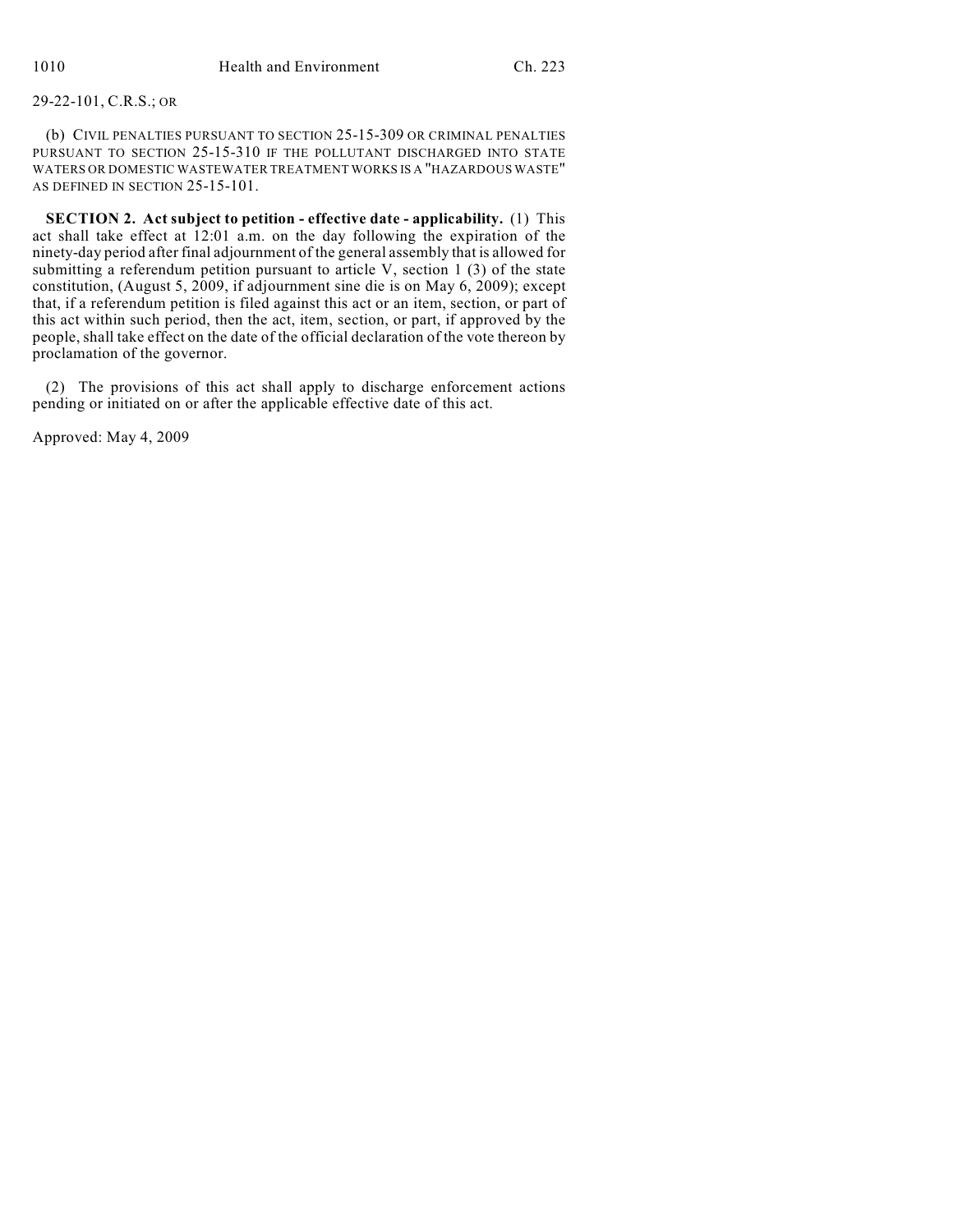29-22-101, C.R.S.; OR

(b) CIVIL PENALTIES PURSUANT TO SECTION 25-15-309 OR CRIMINAL PENALTIES PURSUANT TO SECTION 25-15-310 IF THE POLLUTANT DISCHARGED INTO STATE WATERS OR DOMESTIC WASTEWATER TREATMENT WORKS IS A "HAZARDOUS WASTE" AS DEFINED IN SECTION 25-15-101.

**SECTION 2. Act subject to petition - effective date - applicability.** (1) This act shall take effect at 12:01 a.m. on the day following the expiration of the ninety-day period after final adjournment of the general assembly that is allowed for submitting a referendum petition pursuant to article V, section 1 (3) of the state constitution, (August 5, 2009, if adjournment sine die is on May 6, 2009); except that, if a referendum petition is filed against this act or an item, section, or part of this act within such period, then the act, item, section, or part, if approved by the people, shall take effect on the date of the official declaration of the vote thereon by proclamation of the governor.

(2) The provisions of this act shall apply to discharge enforcement actions pending or initiated on or after the applicable effective date of this act.

Approved: May 4, 2009